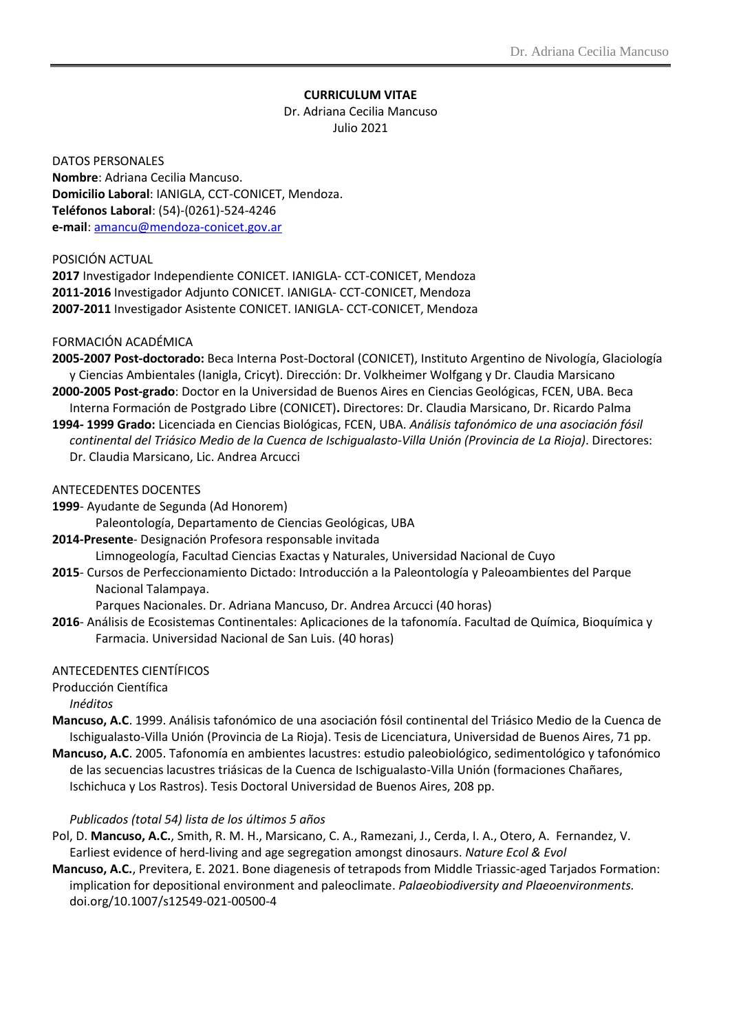**CURRICULUM VITAE**

Dr. Adriana Cecilia Mancuso

Julio 2021

DATOS PERSONALES

**Nombre**: Adriana Cecilia Mancuso.

**Domicilio Laboral**: IANIGLA, CCT-CONICET, Mendoza.

**Teléfonos Laboral**: (54)-(0261)-524-4246

**e-mail**: amancu@mendoza-conicet.gov.ar

POSICIÓN ACTUAL

**2017** Investigador Independiente CONICET. IANIGLA- CCT-CONICET, Mendoza

**2011-2016** Investigador Adjunto CONICET. IANIGLA- CCT-CONICET, Mendoza

**2007-2011** Investigador Asistente CONICET. IANIGLA- CCT-CONICET, Mendoza

FORMACIÓN ACADÉMICA

**2005-2007 Post-doctorado:** Beca Interna Post-Doctoral (CONICET), Instituto Argentino de Nivología, Glaciología y Ciencias Ambientales (Ianigla, Cricyt). Dirección: Dr. Volkheimer Wolfgang y Dr. Claudia Marsicano

**2000-2005 Post-grado**: Doctor en la Universidad de Buenos Aires en Ciencias Geológicas, FCEN, UBA. Beca Interna Formación de Postgrado Libre (CONICET)**.** Directores: Dr. Claudia Marsicano, Dr. Ricardo Palma

**1994- 1999 Grado:** Licenciada en Ciencias Biológicas, FCEN, UBA. *Análisis tafonómico de una asociación fósil continental del Triásico Medio de la Cuenca de Ischigualasto-Villa Unión (Provincia de La Rioja)*. Directores: Dr. Claudia Marsicano, Lic. Andrea Arcucci

ANTECEDENTES DOCENTES

**1999**- Ayudante de Segunda (Ad Honorem)
Paleontología, Departamento de Ciencias Geológicas, UBA

**2014-Presente**- Designación Profesora responsable invitada
Limnogeología, Facultad Ciencias Exactas y Naturales, Universidad Nacional de Cuyo

**2015**- Cursos de Perfeccionamiento Dictado: Introducción a la Paleontología y Paleoambientes del Parque Nacional Talampaya.
Parques Nacionales. Dr. Adriana Mancuso, Dr. Andrea Arcucci (40 horas)

**2016**- Análisis de Ecosistemas Continentales: Aplicaciones de la tafonomía. Facultad de Química, Bioquímica y Farmacia. Universidad Nacional de San Luis. (40 horas)

ANTECEDENTES CIENTÍFICOS

Producción Científica

*Inéditos*

**Mancuso, A.C**. 1999. Análisis tafonómico de una asociación fósil continental del Triásico Medio de la Cuenca de Ischigualasto-Villa Unión (Provincia de La Rioja). Tesis de Licenciatura, Universidad de Buenos Aires, 71 pp.

**Mancuso, A.C**. 2005. Tafonomía en ambientes lacustres: estudio paleobiológico, sedimentológico y tafonómico de las secuencias lacustres triásicas de la Cuenca de Ischigualasto-Villa Unión (formaciones Chañares, Ischichuca y Los Rastros). Tesis Doctoral Universidad de Buenos Aires, 208 pp.

*Publicados (total 54) lista de los últimos 5 años*

Pol, D. **Mancuso, A.C.**, Smith, R. M. H., Marsicano, C. A., Ramezani, J., Cerda, I. A., Otero, A. Fernandez, V. Earliest evidence of herd-living and age segregation amongst dinosaurs. *Nature Ecol & Evol*

**Mancuso, A.C.**, Previtera, E. 2021. Bone diagenesis of tetrapods from Middle Triassic-aged Tarjados Formation: implication for depositional environment and paleoclimate. *Palaeobiodiversity and Plaeoenvironments.* doi.org/10.1007/s12549-021-00500-4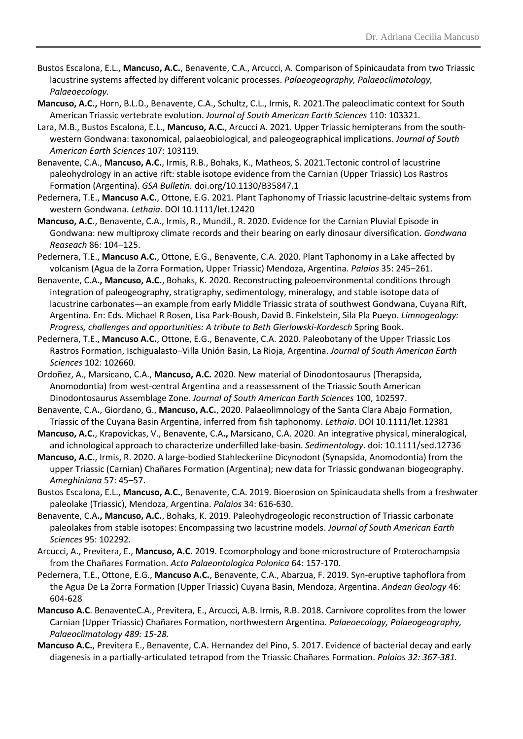Bustos Escalona, E.L., **Mancuso, A.C.**, Benavente, C.A., Arcucci, A. Comparison of Spinicaudata from two Triassic lacustrine systems affected by different volcanic processes. *Palaeogeography, Palaeoclimatology, Palaeoecology.*

**Mancuso, A.C.,** Horn, B.L.D., Benavente, C.A., Schultz, C.L., Irmis, R. 2021.The paleoclimatic context for South American Triassic vertebrate evolution. *Journal of South American Earth Sciences* 110: 103321.

Lara, M.B., Bustos Escalona, E.L., **Mancuso, A.C.**, Arcucci A. 2021. Upper Triassic hemipterans from the south-western Gondwana: taxonomical, palaeobiological, and paleogeographical implications. *Journal of South American Earth Sciences* 107: 103119.

Benavente, C.A., **Mancuso, A.C.**, Irmis, R.B., Bohaks, K., Matheos, S. 2021.Tectonic control of lacustrine paleohydrology in an active rift: stable isotope evidence from the Carnian (Upper Triassic) Los Rastros Formation (Argentina). *GSA Bulletin.* doi.org/10.1130/B35847.1

Pedernera, T.E., **Mancuso A.C.**, Ottone, E.G. 2021. Plant Taphonomy of Triassic lacustrine-deltaic systems from western Gondwana. *Lethaia*. DOI 10.1111/let.12420

**Mancuso, A.C.**, Benavente, C.A., Irmis, R., Mundil., R. 2020. Evidence for the Carnian Pluvial Episode in Gondwana: new multiproxy climate records and their bearing on early dinosaur diversification. *Gondwana Reaseach* 86: 104–125.

Pedernera, T.E., **Mancuso A.C.**, Ottone, E.G., Benavente, C.A. 2020. Plant Taphonomy in a Lake affected by volcanism (Agua de la Zorra Formation, Upper Triassic) Mendoza, Argentina. *Palaios* 35: 245–261.

Benavente, C.A**., Mancuso, A.C.**, Bohaks, K. 2020. Reconstructing paleoenvironmental conditions through integration of paleogeography, stratigraphy, sedimentology, mineralogy, and stable isotope data of lacustrine carbonates—an example from early Middle Triassic strata of southwest Gondwana, Cuyana Rift, Argentina. En: Eds. Michael R Rosen, Lisa Park-Boush, David B. Finkelstein, Sila Pla Pueyo. *Limnogeology: Progress, challenges and opportunities: A tribute to Beth Gierlowski-Kordesch* Spring Book.

Pedernera, T.E., **Mancuso A.C.**, Ottone, E.G., Benavente, C.A. 2020. Paleobotany of the Upper Triassic Los Rastros Formation, Ischigualasto–Villa Unión Basin, La Rioja, Argentina. *Journal of South American Earth Sciences* 102: 102660*.*

Ordoñez, A., Marsicano, C.A., **Mancuso, A.C.** 2020. New material of Dinodontosaurus (Therapsida, Anomodontia) from west-central Argentina and a reassessment of the Triassic South American Dinodontosaurus Assemblage Zone. *Journal of South American Earth Sciences* 100, 102597.

Benavente, C.A**.**, Giordano, G., **Mancuso, A.C.**, 2020. Palaeolimnology of the Santa Clara Abajo Formation, Triassic of the Cuyana Basin Argentina, inferred from fish taphonomy. *Lethaia*. DOI 10.1111/let.12381

**Mancuso, A.C.**, Krapovickas, V., Benavente, C.A**.,** Marsicano, C.A. 2020. An integrative physical, mineralogical, and ichnological approach to characterize underfilled lake-basin. *Sedimentology*. doi: 10.1111/sed.12736

**Mancuso, A.C.**, Irmis, R. 2020. A large-bodied Stahleckeriine Dicynodont (Synapsida, Anomodontia) from the upper Triassic (Carnian) Chañares Formation (Argentina); new data for Triassic gondwanan biogeography. *Ameghiniana* 57: 45–57.

Bustos Escalona, E.L., **Mancuso, A.C.**, Benavente, C.A. 2019. Bioerosion on Spinicaudata shells from a freshwater paleolake (Triassic), Mendoza, Argentina. *Palaios* 34: 616-630.

Benavente, C.A**., Mancuso, A.C.**, Bohaks, K. 2019. Paleohydrogeologic reconstruction of Triassic carbonate paleolakes from stable isotopes: Encompassing two lacustrine models. *Journal of South American Earth Sciences* 95: 102292*.*

Arcucci, A., Previtera, E., **Mancuso, A.C.** 2019. Ecomorphology and bone microstructure of Proterochampsia from the Chañares Formation. *Acta Palaeontologica Polonica* 64: 157-170.

Pedernera, T.E., Ottone, E.G., **Mancuso A.C.**, Benavente, C.A., Abarzua, F. 2019. Syn-eruptive taphoflora from the Agua De La Zorra Formation (Upper Triassic) Cuyana Basin, Mendoza, Argentina. *Andean Geology* 46: 604-628

**Mancuso A.C**. BenaventeC.A., Previtera, E., Arcucci, A.B. Irmis, R.B. 2018. Carnivore coprolites from the lower Carnian (Upper Triassic) Chañares Formation, northwestern Argentina. *Palaeoecology, Palaeogeography, Palaeoclimatology 489: 15-28.*

**Mancuso A.C.**, Previtera E., Benavente, C.A. Hernandez del Pino, S. 2017. Evidence of bacterial decay and early diagenesis in a partially-articulated tetrapod from the Triassic Chañares Formation. *Palaios 32: 367-381.*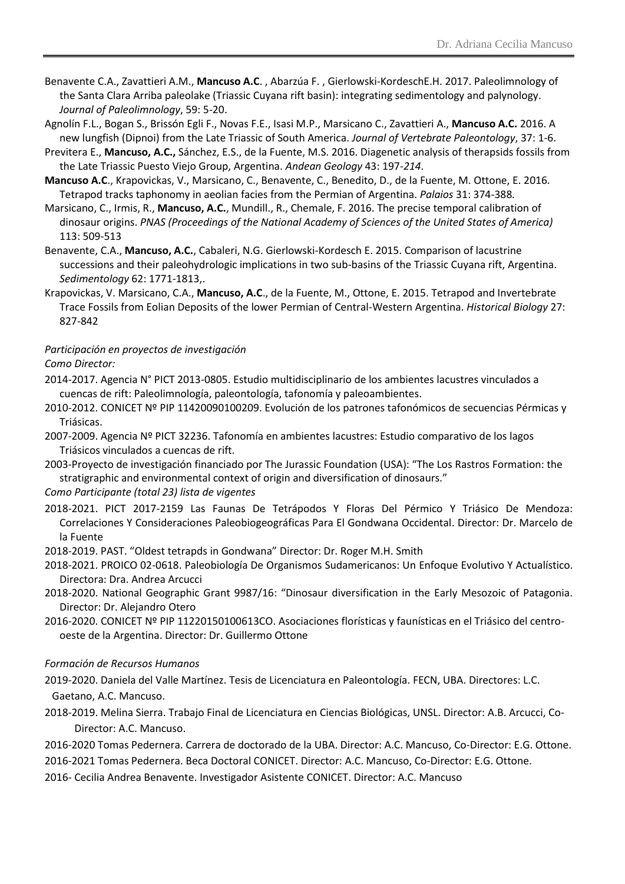Benavente C.A., Zavattieri A.M., **Mancuso A.C**. , Abarzúa F. , Gierlowski-KordeschE.H. 2017. Paleolimnology of the Santa Clara Arriba paleolake (Triassic Cuyana rift basin): integrating sedimentology and palynology. *Journal of Paleolimnology*, 59: 5-20.

Agnolín F.L., Bogan S., Brissón Egli F., Novas F.E., Isasi M.P., Marsicano C., Zavattieri A., **Mancuso A.C.** 2016. A new lungfish (Dipnoi) from the Late Triassic of South America. *Journal of Vertebrate Paleontology*, 37: 1-6.

Previtera E., **Mancuso, A.C.,** Sánchez, E.S., de la Fuente, M.S. 2016. Diagenetic analysis of therapsids fossils from the Late Triassic Puesto Viejo Group, Argentina. *Andean Geology* 43: 197-*214*.

**Mancuso A.C**., Krapovickas, V., Marsicano, C., Benavente, C., Benedito, D., de la Fuente, M. Ottone, E. 2016. Tetrapod tracks taphonomy in aeolian facies from the Permian of Argentina. *Palaios* 31: 374-388*.*

Marsicano, C., Irmis, R., **Mancuso, A.C.**, Mundill., R., Chemale, F. 2016. The precise temporal calibration of dinosaur origins. *PNAS (Proceedings of the National Academy of Sciences of the United States of America)* 113: 509-513

Benavente, C.A., **Mancuso, A.C.**, Cabaleri, N.G. Gierlowski-Kordesch E. 2015. Comparison of lacustrine successions and their paleohydrologic implications in two sub-basins of the Triassic Cuyana rift, Argentina. *Sedimentology* 62: 1771-1813,.

Krapovickas, V. Marsicano, C.A., **Mancuso, A.C**., de la Fuente, M., Ottone, E. 2015. Tetrapod and Invertebrate Trace Fossils from Eolian Deposits of the lower Permian of Central-Western Argentina. *Historical Biology* 27: 827-842

*Participación en proyectos de investigación*

*Como Director:*

2014-2017. Agencia N° PICT 2013-0805. Estudio multidisciplinario de los ambientes lacustres vinculados a cuencas de rift: Paleolimnología, paleontología, tafonomía y paleoambientes.

2010-2012. CONICET Nº PIP 11420090100209. Evolución de los patrones tafonómicos de secuencias Pérmicas y Triásicas.

2007-2009. Agencia Nº PICT 32236. Tafonomía en ambientes lacustres: Estudio comparativo de los lagos Triásicos vinculados a cuencas de rift.

2003-Proyecto de investigación financiado por The Jurassic Foundation (USA): "The Los Rastros Formation: the stratigraphic and environmental context of origin and diversification of dinosaurs."

*Como Participante (total 23) lista de vigentes*

2018-2021. PICT 2017-2159 Las Faunas De Tetrápodos Y Floras Del Pérmico Y Triásico De Mendoza: Correlaciones Y Consideraciones Paleobiogeográficas Para El Gondwana Occidental. Director: Dr. Marcelo de la Fuente

2018-2019. PAST. "Oldest tetrapds in Gondwana" Director: Dr. Roger M.H. Smith

2018-2021. PROICO 02-0618. Paleobiología De Organismos Sudamericanos: Un Enfoque Evolutivo Y Actualístico. Directora: Dra. Andrea Arcucci

2018-2020. National Geographic Grant 9987/16: "Dinosaur diversification in the Early Mesozoic of Patagonia. Director: Dr. Alejandro Otero

2016-2020. CONICET Nº PIP 11220150100613CO. Asociaciones florísticas y faunísticas en el Triásico del centro-oeste de la Argentina. Director: Dr. Guillermo Ottone

*Formación de Recursos Humanos*

2019-2020. Daniela del Valle Martínez. Tesis de Licenciatura en Paleontología. FECN, UBA. Directores: L.C. Gaetano, A.C. Mancuso.

2018-2019. Melina Sierra. Trabajo Final de Licenciatura en Ciencias Biológicas, UNSL. Director: A.B. Arcucci, Co-Director: A.C. Mancuso.

2016-2020 Tomas Pedernera. Carrera de doctorado de la UBA. Director: A.C. Mancuso, Co-Director: E.G. Ottone.

2016-2021 Tomas Pedernera. Beca Doctoral CONICET. Director: A.C. Mancuso, Co-Director: E.G. Ottone.

2016- Cecilia Andrea Benavente. Investigador Asistente CONICET. Director: A.C. Mancuso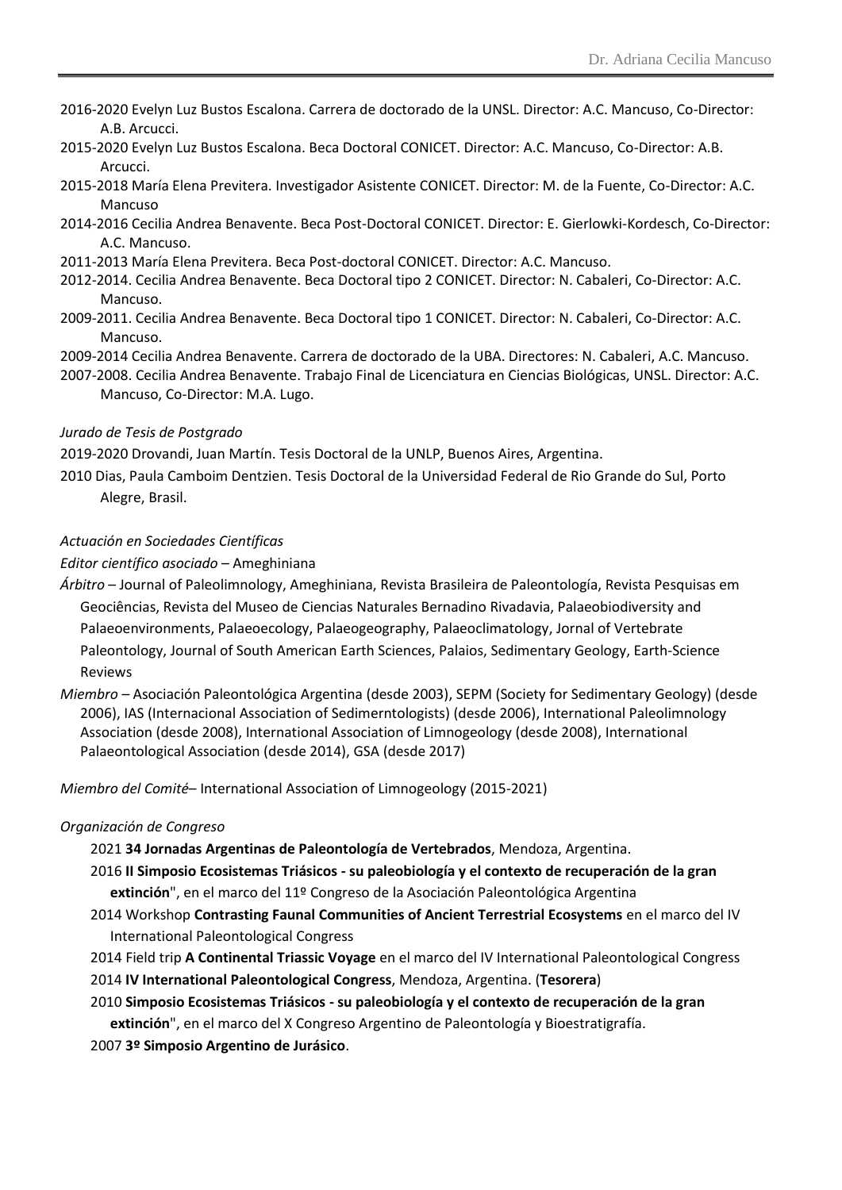2016-2020 Evelyn Luz Bustos Escalona. Carrera de doctorado de la UNSL. Director: A.C. Mancuso, Co-Director: A.B. Arcucci.

2015-2020 Evelyn Luz Bustos Escalona. Beca Doctoral CONICET. Director: A.C. Mancuso, Co-Director: A.B. Arcucci.

2015-2018 María Elena Previtera. Investigador Asistente CONICET. Director: M. de la Fuente, Co-Director: A.C. Mancuso

2014-2016 Cecilia Andrea Benavente. Beca Post-Doctoral CONICET. Director: E. Gierlowki-Kordesch, Co-Director: A.C. Mancuso.

2011-2013 María Elena Previtera. Beca Post-doctoral CONICET. Director: A.C. Mancuso.

2012-2014. Cecilia Andrea Benavente. Beca Doctoral tipo 2 CONICET. Director: N. Cabaleri, Co-Director: A.C. Mancuso.

2009-2011. Cecilia Andrea Benavente. Beca Doctoral tipo 1 CONICET. Director: N. Cabaleri, Co-Director: A.C. Mancuso.

2009-2014 Cecilia Andrea Benavente. Carrera de doctorado de la UBA. Directores: N. Cabaleri, A.C. Mancuso.

2007-2008. Cecilia Andrea Benavente. Trabajo Final de Licenciatura en Ciencias Biológicas, UNSL. Director: A.C. Mancuso, Co-Director: M.A. Lugo.

*Jurado de Tesis de Postgrado*

2019-2020 Drovandi, Juan Martín. Tesis Doctoral de la UNLP, Buenos Aires, Argentina.

2010 Dias, Paula Camboim Dentzien. Tesis Doctoral de la Universidad Federal de Rio Grande do Sul, Porto Alegre, Brasil.

*Actuación en Sociedades Científicas*

*Editor científico asociado* – Ameghiniana

*Árbitro* – Journal of Paleolimnology, Ameghiniana, Revista Brasileira de Paleontología, Revista Pesquisas em Geociências, Revista del Museo de Ciencias Naturales Bernadino Rivadavia, Palaeobiodiversity and Palaeoenvironments, Palaeoecology, Palaeogeography, Palaeoclimatology, Jornal of Vertebrate Paleontology, Journal of South American Earth Sciences, Palaios, Sedimentary Geology, Earth-Science Reviews

*Miembro* – Asociación Paleontológica Argentina (desde 2003), SEPM (Society for Sedimentary Geology) (desde 2006), IAS (Internacional Association of Sedimerntologists) (desde 2006), International Paleolimnology Association (desde 2008), International Association of Limnogeology (desde 2008), International Palaeontological Association (desde 2014), GSA (desde 2017)

*Miembro del Comité*– International Association of Limnogeology (2015-2021)

*Organización de Congreso*

2021 **34 Jornadas Argentinas de Paleontología de Vertebrados**, Mendoza, Argentina.

2016 **II Simposio Ecosistemas Triásicos - su paleobiología y el contexto de recuperación de la gran extinción**", en el marco del 11º Congreso de la Asociación Paleontológica Argentina

2014 Workshop **Contrasting Faunal Communities of Ancient Terrestrial Ecosystems** en el marco del IV International Paleontological Congress

2014 Field trip **A Continental Triassic Voyage** en el marco del IV International Paleontological Congress

2014 **IV International Paleontological Congress**, Mendoza, Argentina. (**Tesorera**)

2010 **Simposio Ecosistemas Triásicos - su paleobiología y el contexto de recuperación de la gran extinción**", en el marco del X Congreso Argentino de Paleontología y Bioestratigrafía.

2007 **3º Simposio Argentino de Jurásico**.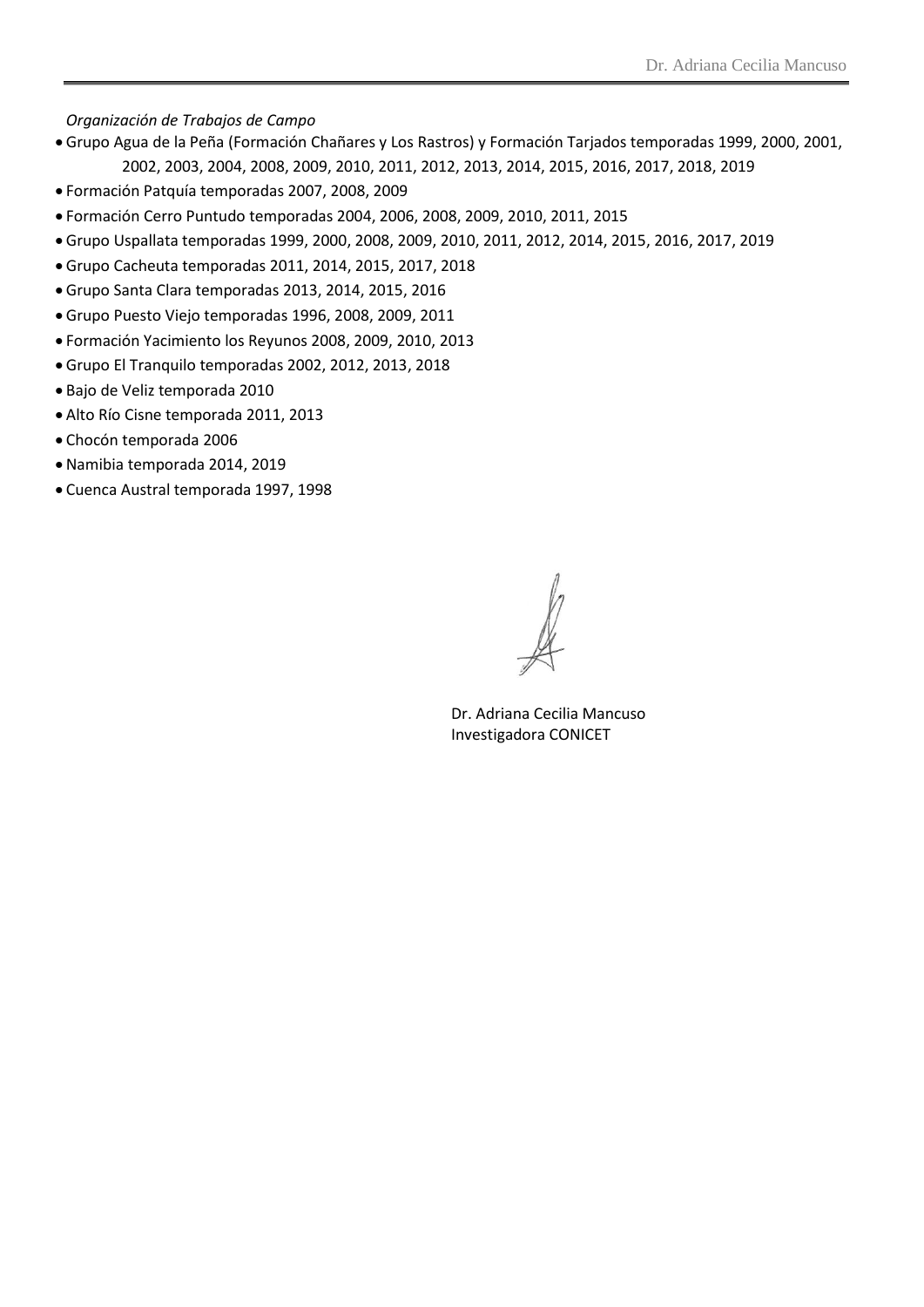*Organización de Trabajos de Campo*

- Grupo Agua de la Peña (Formación Chañares y Los Rastros) y Formación Tarjados temporadas 1999, 2000, 2001, 2002, 2003, 2004, 2008, 2009, 2010, 2011, 2012, 2013, 2014, 2015, 2016, 2017, 2018, 2019
- Formación Patquía temporadas 2007, 2008, 2009
- Formación Cerro Puntudo temporadas 2004, 2006, 2008, 2009, 2010, 2011, 2015
- Grupo Uspallata temporadas 1999, 2000, 2008, 2009, 2010, 2011, 2012, 2014, 2015, 2016, 2017, 2019
- Grupo Cacheuta temporadas 2011, 2014, 2015, 2017, 2018
- Grupo Santa Clara temporadas 2013, 2014, 2015, 2016
- Grupo Puesto Viejo temporadas 1996, 2008, 2009, 2011
- Formación Yacimiento los Reyunos 2008, 2009, 2010, 2013
- Grupo El Tranquilo temporadas 2002, 2012, 2013, 2018
- Bajo de Veliz temporada 2010
- Alto Río Cisne temporada 2011, 2013
- Chocón temporada 2006
- Namibia temporada 2014, 2019
- Cuenca Austral temporada 1997, 1998

Dr. Adriana Cecilia Mancuso
Investigadora CONICET